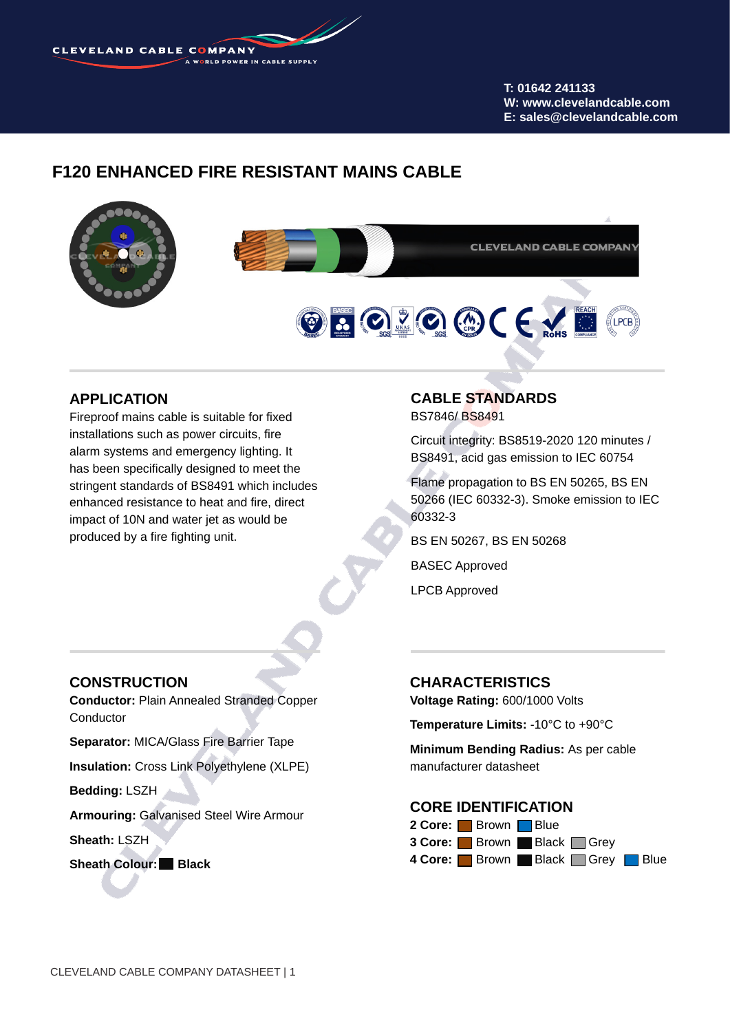CLEVELAND CABLE COMPANY
A WORLD POWER IN CABLE SUPPLY

T: 01642 241133
W: www.clevelandcable.com
E: sales@clevelandcable.com

# F120 ENHANCED FIRE RESISTANT MAINS CABLE

## APPLICATION

Fireproof mains cable is suitable for fixed installations such as power circuits, fire alarm systems and emergency lighting. It has been specifically designed to meet the stringent standards of BS8491 which includes enhanced resistance to heat and fire, direct impact of 10N and water jet as would be produced by a fire fighting unit.

## CABLE STANDARDS

BS7846/ BS8491

Circuit integrity: BS8519-2020 120 minutes / BS8491, acid gas emission to IEC 60754

Flame propagation to BS EN 50265, BS EN 50266 (IEC 60332-3). Smoke emission to IEC 60332-3

BS EN 50267, BS EN 50268

BASEC Approved

LPCB Approved

## CONSTRUCTION

**Conductor:** Plain Annealed Stranded Copper Conductor

**Separator:** MICA/Glass Fire Barrier Tape

**Insulation:** Cross Link Polyethylene (XLPE)

**Bedding:** LSZH

**Armouring:** Galvanised Steel Wire Armour

**Sheath:** LSZH

**Sheath Colour:** **Black**

## CHARACTERISTICS

**Voltage Rating:** 600/1000 Volts

**Temperature Limits:** -10°C to +90°C

**Minimum Bending Radius:** As per cable manufacturer datasheet

## CORE IDENTIFICATION

**2 Core:** Brown, Blue

**3 Core:** Brown, Black, Grey

**4 Core:** Brown, Black, Grey, Blue

CLEVELAND CABLE COMPANY DATASHEET | 1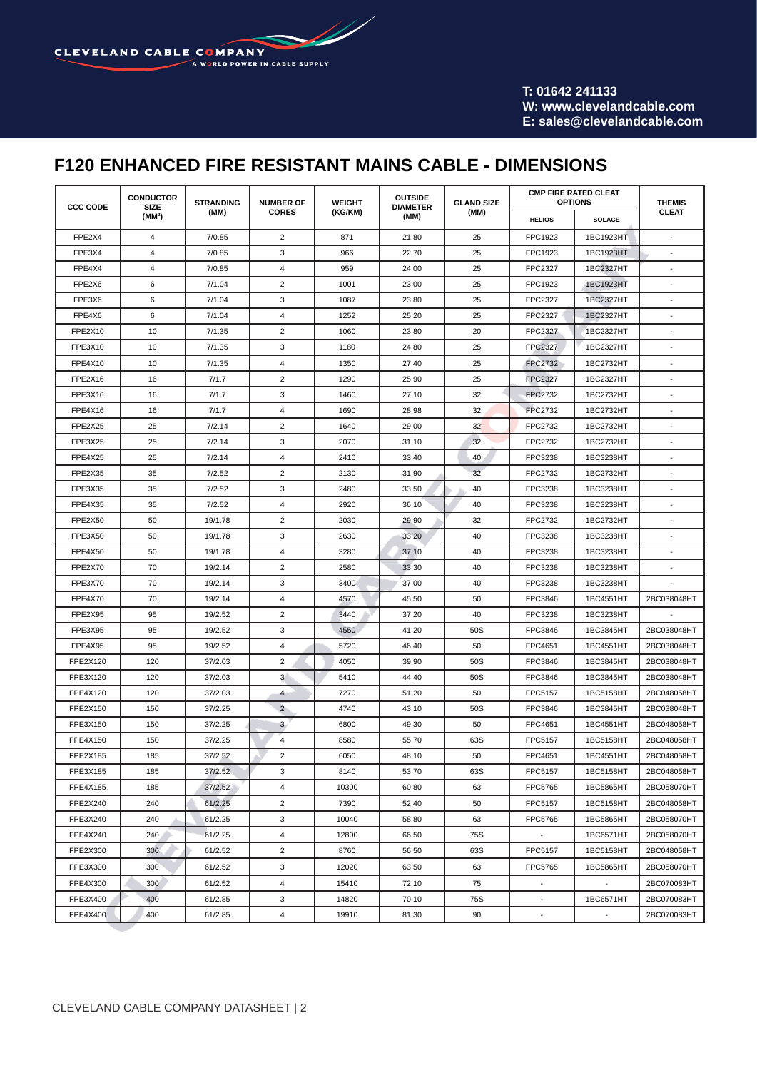CLEVELAND CABLE COMPANY
A WORLD POWER IN CABLE SUPPLY

T: 01642 241133
W: www.clevelandcable.com
E: sales@clevelandcable.com

## F120 ENHANCED FIRE RESISTANT MAINS CABLE - DIMENSIONS

| CCC CODE | CONDUCTOR SIZE ($MM^2$) | STRANDING (MM) | NUMBER OF CORES | WEIGHT (KG/KM) | OUTSIDE DIAMETER (MM) | GLAND SIZE (MM) | CMP FIRE RATED CLEAT OPTIONS | | THEMIS CLEAT |
|---|---|---|---|---|---|---|---|---|---|
| | | | | | | | HELIOS | SOLACE | |
| FPE2X4 | 4 | 7/0.85 | 2 | 871 | 21.80 | 25 | FPC1923 | 1BC1923HT | - |
| FPE3X4 | 4 | 7/0.85 | 3 | 966 | 22.70 | 25 | FPC1923 | 1BC1923HT | - |
| FPE4X4 | 4 | 7/0.85 | 4 | 959 | 24.00 | 25 | FPC2327 | 1BC2327HT | - |
| FPE2X6 | 6 | 7/1.04 | 2 | 1001 | 23.00 | 25 | FPC1923 | 1BC1923HT | - |
| FPE3X6 | 6 | 7/1.04 | 3 | 1087 | 23.80 | 25 | FPC2327 | 1BC2327HT | - |
| FPE4X6 | 6 | 7/1.04 | 4 | 1252 | 25.20 | 25 | FPC2327 | 1BC2327HT | - |
| FPE2X10 | 10 | 7/1.35 | 2 | 1060 | 23.80 | 20 | FPC2327 | 1BC2327HT | - |
| FPE3X10 | 10 | 7/1.35 | 3 | 1180 | 24.80 | 25 | FPC2327 | 1BC2327HT | - |
| FPE4X10 | 10 | 7/1.35 | 4 | 1350 | 27.40 | 25 | FPC2732 | 1BC2732HT | - |
| FPE2X16 | 16 | 7/1.7 | 2 | 1290 | 25.90 | 25 | FPC2327 | 1BC2327HT | - |
| FPE3X16 | 16 | 7/1.7 | 3 | 1460 | 27.10 | 32 | FPC2732 | 1BC2732HT | - |
| FPE4X16 | 16 | 7/1.7 | 4 | 1690 | 28.98 | 32 | FPC2732 | 1BC2732HT | - |
| FPE2X25 | 25 | 7/2.14 | 2 | 1640 | 29.00 | 32 | FPC2732 | 1BC2732HT | - |
| FPE3X25 | 25 | 7/2.14 | 3 | 2070 | 31.10 | 32 | FPC2732 | 1BC2732HT | - |
| FPE4X25 | 25 | 7/2.14 | 4 | 2410 | 33.40 | 40 | FPC3238 | 1BC3238HT | - |
| FPE2X35 | 35 | 7/2.52 | 2 | 2130 | 31.90 | 32 | FPC2732 | 1BC2732HT | - |
| FPE3X35 | 35 | 7/2.52 | 3 | 2480 | 33.50 | 40 | FPC3238 | 1BC3238HT | - |
| FPE4X35 | 35 | 7/2.52 | 4 | 2920 | 36.10 | 40 | FPC3238 | 1BC3238HT | - |
| FPE2X50 | 50 | 19/1.78 | 2 | 2030 | 29.90 | 32 | FPC2732 | 1BC2732HT | - |
| FPE3X50 | 50 | 19/1.78 | 3 | 2630 | 33.20 | 40 | FPC3238 | 1BC3238HT | - |
| FPE4X50 | 50 | 19/1.78 | 4 | 3280 | 37.10 | 40 | FPC3238 | 1BC3238HT | - |
| FPE2X70 | 70 | 19/2.14 | 2 | 2580 | 33.30 | 40 | FPC3238 | 1BC3238HT | - |
| FPE3X70 | 70 | 19/2.14 | 3 | 3400 | 37.00 | 40 | FPC3238 | 1BC3238HT | - |
| FPE4X70 | 70 | 19/2.14 | 4 | 4570 | 45.50 | 50 | FPC3846 | 1BC4551HT | 2BC038048HT |
| FPE2X95 | 95 | 19/2.52 | 2 | 3440 | 37.20 | 40 | FPC3238 | 1BC3238HT | - |
| FPE3X95 | 95 | 19/2.52 | 3 | 4550 | 41.20 | 50S | FPC3846 | 1BC3845HT | 2BC038048HT |
| FPE4X95 | 95 | 19/2.52 | 4 | 5720 | 46.40 | 50 | FPC4651 | 1BC4551HT | 2BC038048HT |
| FPE2X120 | 120 | 37/2.03 | 2 | 4050 | 39.90 | 50S | FPC3846 | 1BC3845HT | 2BC038048HT |
| FPE3X120 | 120 | 37/2.03 | 3 | 5410 | 44.40 | 50S | FPC3846 | 1BC3845HT | 2BC038048HT |
| FPE4X120 | 120 | 37/2.03 | 4 | 7270 | 51.20 | 50 | FPC5157 | 1BC5158HT | 2BC048058HT |
| FPE2X150 | 150 | 37/2.25 | 2 | 4740 | 43.10 | 50S | FPC3846 | 1BC3845HT | 2BC038048HT |
| FPE3X150 | 150 | 37/2.25 | 3 | 6800 | 49.30 | 50 | FPC4651 | 1BC4551HT | 2BC048058HT |
| FPE4X150 | 150 | 37/2.25 | 4 | 8580 | 55.70 | 63S | FPC5157 | 1BC5158HT | 2BC048058HT |
| FPE2X185 | 185 | 37/2.52 | 2 | 6050 | 48.10 | 50 | FPC4651 | 1BC4551HT | 2BC048058HT |
| FPE3X185 | 185 | 37/2.52 | 3 | 8140 | 53.70 | 63S | FPC5157 | 1BC5158HT | 2BC048058HT |
| FPE4X185 | 185 | 37/2.52 | 4 | 10300 | 60.80 | 63 | FPC5765 | 1BC5865HT | 2BC058070HT |
| FPE2X240 | 240 | 61/2.25 | 2 | 7390 | 52.40 | 50 | FPC5157 | 1BC5158HT | 2BC048058HT |
| FPE3X240 | 240 | 61/2.25 | 3 | 10040 | 58.80 | 63 | FPC5765 | 1BC5865HT | 2BC058070HT |
| FPE4X240 | 240 | 61/2.25 | 4 | 12800 | 66.50 | 75S | - | 1BC6571HT | 2BC058070HT |
| FPE2X300 | 300 | 61/2.52 | 2 | 8760 | 56.50 | 63S | FPC5157 | 1BC5158HT | 2BC048058HT |
| FPE3X300 | 300 | 61/2.52 | 3 | 12020 | 63.50 | 63 | FPC5765 | 1BC5865HT | 2BC058070HT |
| FPE4X300 | 300 | 61/2.52 | 4 | 15410 | 72.10 | 75 | - | - | 2BC070083HT |
| FPE3X400 | 400 | 61/2.85 | 3 | 14820 | 70.10 | 75S | - | 1BC6571HT | 2BC070083HT |
| FPE4X400 | 400 | 61/2.85 | 4 | 19910 | 81.30 | 90 | - | - | 2BC070083HT |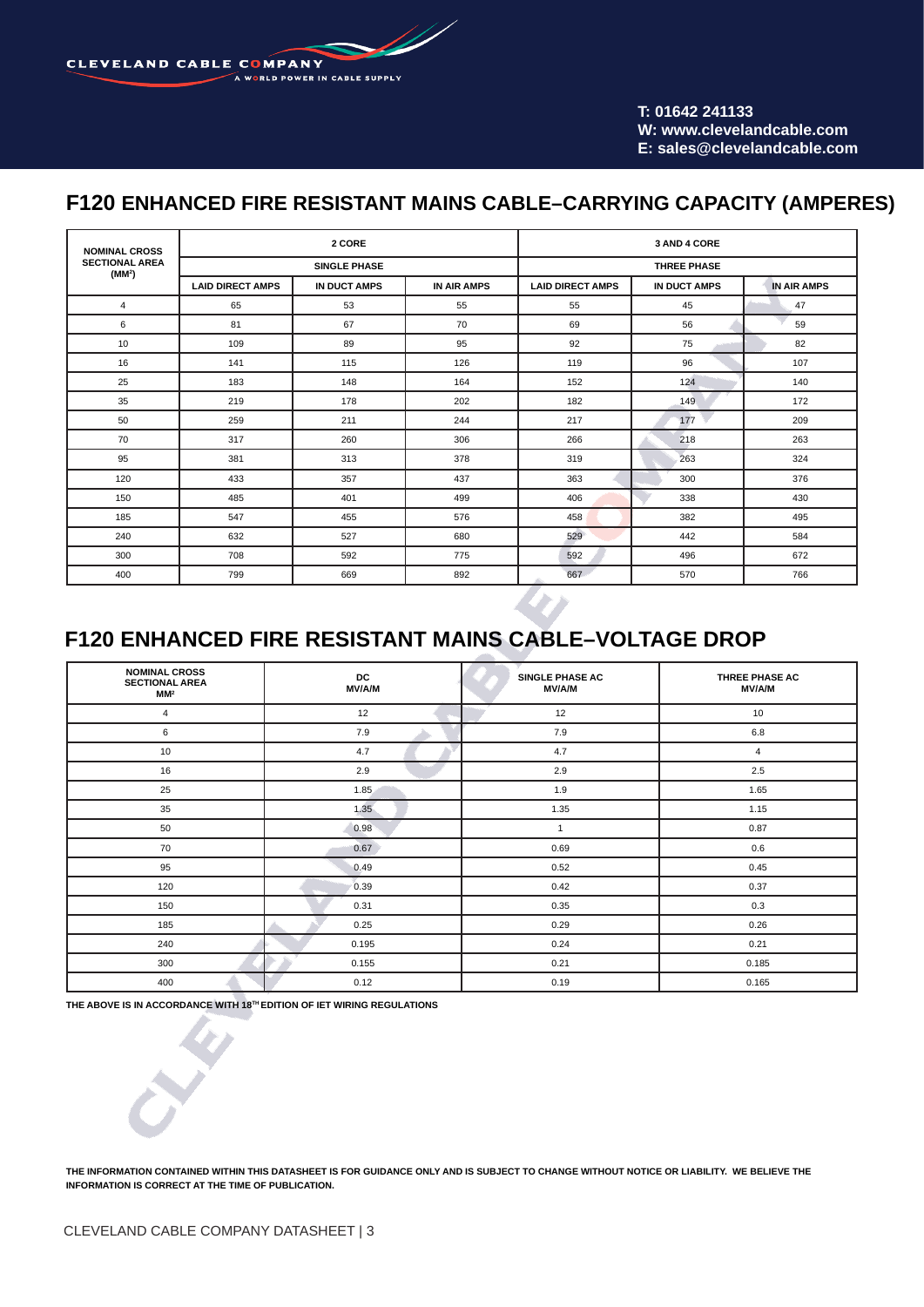CLEVELAND CABLE COMPANY
A WORLD POWER IN CABLE SUPPLY

**T: 01642 241133**
**W: www.clevelandcable.com**
**E: sales@clevelandcable.com**

## F120 ENHANCED FIRE RESISTANT MAINS CABLE–CARRYING CAPACITY (AMPERES)

| NOMINAL CROSS SECTIONAL AREA ($MM^2$) | 2 CORE | | | 3 AND 4 CORE | | |
|---|---|---|---|---|---|---|
| | SINGLE PHASE | | | THREE PHASE | | |
| | LAID DIRECT AMPS | IN DUCT AMPS | IN AIR AMPS | LAID DIRECT AMPS | IN DUCT AMPS | IN AIR AMPS |
| 4 | 65 | 53 | 55 | 55 | 45 | 47 |
| 6 | 81 | 67 | 70 | 69 | 56 | 59 |
| 10 | 109 | 89 | 95 | 92 | 75 | 82 |
| 16 | 141 | 115 | 126 | 119 | 96 | 107 |
| 25 | 183 | 148 | 164 | 152 | 124 | 140 |
| 35 | 219 | 178 | 202 | 182 | 149 | 172 |
| 50 | 259 | 211 | 244 | 217 | 177 | 209 |
| 70 | 317 | 260 | 306 | 266 | 218 | 263 |
| 95 | 381 | 313 | 378 | 319 | 263 | 324 |
| 120 | 433 | 357 | 437 | 363 | 300 | 376 |
| 150 | 485 | 401 | 499 | 406 | 338 | 430 |
| 185 | 547 | 455 | 576 | 458 | 382 | 495 |
| 240 | 632 | 527 | 680 | 529 | 442 | 584 |
| 300 | 708 | 592 | 775 | 592 | 496 | 672 |
| 400 | 799 | 669 | 892 | 667 | 570 | 766 |

## F120 ENHANCED FIRE RESISTANT MAINS CABLE–VOLTAGE DROP

| NOMINAL CROSS SECTIONAL AREA $MM^2$ | DC MV/A/M | SINGLE PHASE AC MV/A/M | THREE PHASE AC MV/A/M |
|---|---|---|---|
| 4 | 12 | 12 | 10 |
| 6 | 7.9 | 7.9 | 6.8 |
| 10 | 4.7 | 4.7 | 4 |
| 16 | 2.9 | 2.9 | 2.5 |
| 25 | 1.85 | 1.9 | 1.65 |
| 35 | 1.35 | 1.35 | 1.15 |
| 50 | 0.98 | 1 | 0.87 |
| 70 | 0.67 | 0.69 | 0.6 |
| 95 | 0.49 | 0.52 | 0.45 |
| 120 | 0.39 | 0.42 | 0.37 |
| 150 | 0.31 | 0.35 | 0.3 |
| 185 | 0.25 | 0.29 | 0.26 |
| 240 | 0.195 | 0.24 | 0.21 |
| 300 | 0.155 | 0.21 | 0.185 |
| 400 | 0.12 | 0.19 | 0.165 |

**THE ABOVE IS IN ACCORDANCE WITH 18TH EDITION OF IET WIRING REGULATIONS**

**THE INFORMATION CONTAINED WITHIN THIS DATASHEET IS FOR GUIDANCE ONLY AND IS SUBJECT TO CHANGE WITHOUT NOTICE OR LIABILITY. WE BELIEVE THE INFORMATION IS CORRECT AT THE TIME OF PUBLICATION.**